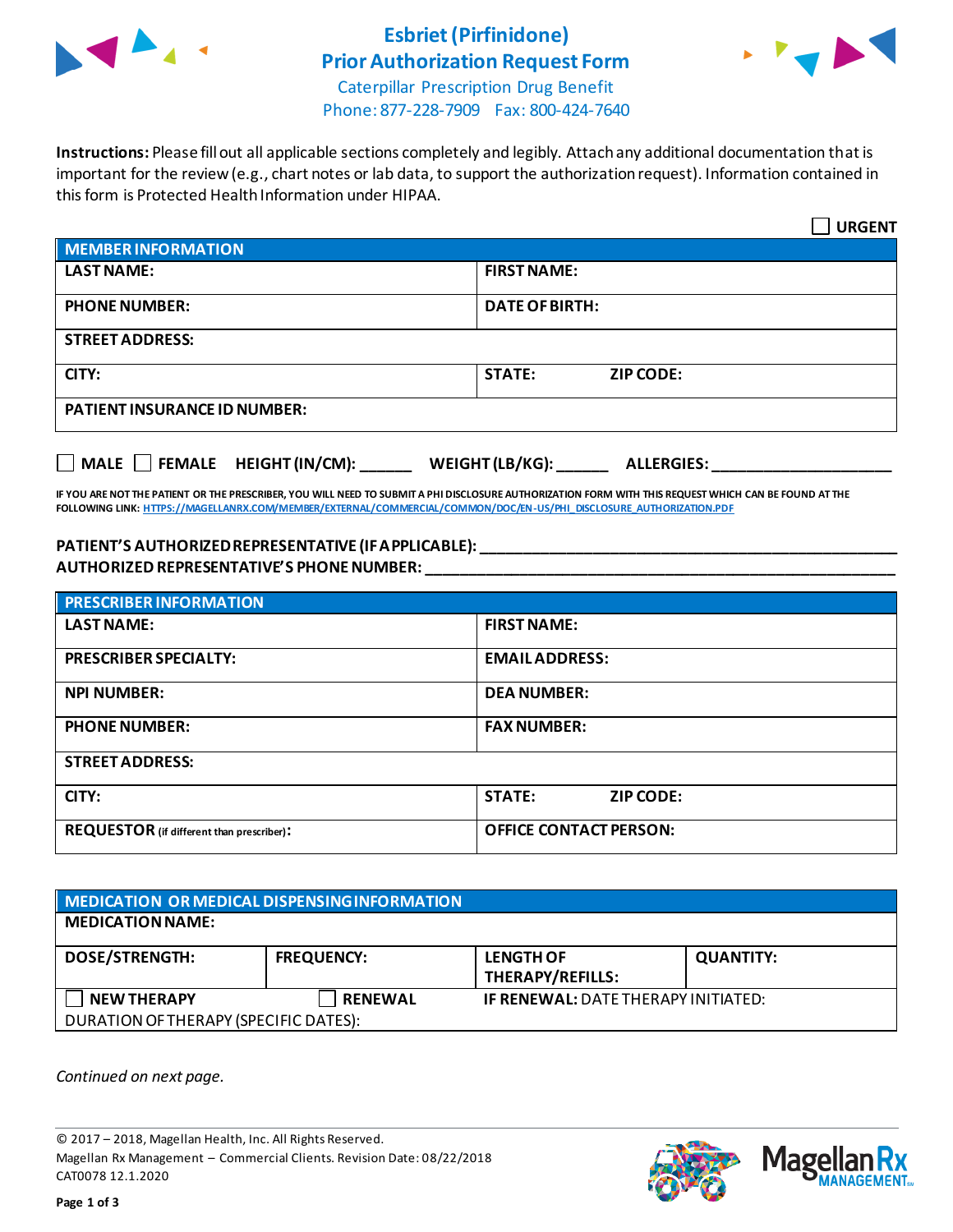# Esbriet (Pirfinidone) Prior Authorization Request Form

Caterpillar Prescription Drug Benefit
Phone: 877-228-7909 Fax: 800-424-7640

**Instructions:** Please fill out all applicable sections completely and legibly. Attach any additional documentation that is important for the review (e.g., chart notes or lab data, to support the authorization request). Information contained in this form is Protected Health Information under HIPAA.

☐ **URGENT**

| **MEMBER INFORMATION** | |
|---|---|
| **LAST NAME:** | **FIRST NAME:** |
| **PHONE NUMBER:** | **DATE OF BIRTH:** |
| **STREET ADDRESS:** | |
| **CITY:** | **STATE:** **ZIP CODE:** |
| **PATIENT INSURANCE ID NUMBER:** | |

☐ **MALE** ☐ **FEMALE** **HEIGHT (IN/CM):** ______ **WEIGHT (LB/KG):** ______ **ALLERGIES:** ____________________

**IF YOU ARE NOT THE PATIENT OR THE PRESCRIBER, YOU WILL NEED TO SUBMIT A PHI DISCLOSURE AUTHORIZATION FORM WITH THIS REQUEST WHICH CAN BE FOUND AT THE FOLLOWING LINK: HTTPS://MAGELLANRX.COM/MEMBER/EXTERNAL/COMMERCIAL/COMMON/DOC/EN-US/PHI_DISCLOSURE_AUTHORIZATION.PDF**

**PATIENT'S AUTHORIZED REPRESENTATIVE (IF APPLICABLE):** ____________________________________________
**AUTHORIZED REPRESENTATIVE'S PHONE NUMBER:** ____________________________________________

| **PRESCRIBER INFORMATION** | |
|---|---|
| **LAST NAME:** | **FIRST NAME:** |
| **PRESCRIBER SPECIALTY:** | **EMAIL ADDRESS:** |
| **NPI NUMBER:** | **DEA NUMBER:** |
| **PHONE NUMBER:** | **FAX NUMBER:** |
| **STREET ADDRESS:** | |
| **CITY:** | **STATE:** **ZIP CODE:** |
| **REQUESTOR** (if different than prescriber)**:** | **OFFICE CONTACT PERSON:** |

| **MEDICATION OR MEDICAL DISPENSING INFORMATION** | | | |
|---|---|---|---|
| **MEDICATION NAME:** | | | |
| **DOSE/STRENGTH:** | **FREQUENCY:** | **LENGTH OF THERAPY/REFILLS:** | **QUANTITY:** |
| ☐ **NEW THERAPY** | ☐ **RENEWAL** | **IF RENEWAL:** DATE THERAPY INITIATED: | |
| DURATION OF THERAPY (SPECIFIC DATES): | | | |

*Continued on next page.*

© 2017 – 2018, Magellan Health, Inc. All Rights Reserved.
Magellan Rx Management – Commercial Clients. Revision Date: 08/22/2018
CAT0078 12.1.2020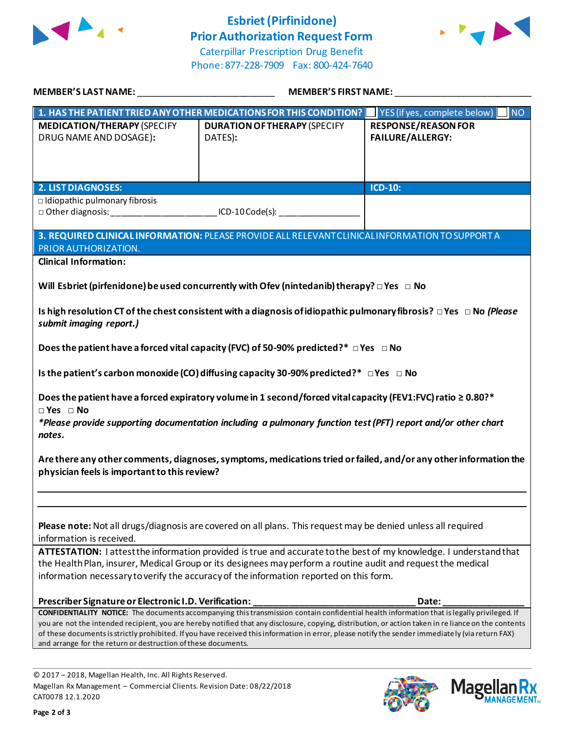# Esbriet (Pirfinidone) Prior Authorization Request Form

Caterpillar Prescription Drug Benefit
Phone: 877-228-7909 Fax: 800-424-7640

**MEMBER'S LAST NAME:** ___________________________ **MEMBER'S FIRST NAME:** ___________________________

| **1. HAS THE PATIENT TRIED ANY OTHER MEDICATIONS FOR THIS CONDITION?** | | ☐ YES (if yes, complete below) ☐ NO |
|---|---|---|
| **MEDICATION/THERAPY** (SPECIFY DRUG NAME AND DOSAGE): | **DURATION OF THERAPY** (SPECIFY DATES): | **RESPONSE/REASON FOR FAILURE/ALLERGY:** |
| | | |

| **2. LIST DIAGNOSES:** | **ICD-10:** |
|---|---|
| ☐ Idiopathic pulmonary fibrosis<br>☐ Other diagnosis: ____________________ ICD-10 Code(s): ________________ | |

**3. REQUIRED CLINICAL INFORMATION:** PLEASE PROVIDE ALL RELEVANT CLINICAL INFORMATION TO SUPPORT A PRIOR AUTHORIZATION.

**Clinical Information:**

**Will Esbriet (pirfenidone) be used concurrently with Ofev (nintedanib) therapy?** ☐ **Yes** ☐ **No**

**Is high resolution CT of the chest consistent with a diagnosis of idiopathic pulmonary fibrosis?** ☐ **Yes** ☐ **No** ***(Please submit imaging report.)***

**Does the patient have a forced vital capacity (FVC) of 50-90% predicted?*** ☐ **Yes** ☐ **No**

**Is the patient's carbon monoxide (CO) diffusing capacity 30-90% predicted?*** ☐ **Yes** ☐ **No**

**Does the patient have a forced expiratory volume in 1 second/forced vital capacity (FEV1:FVC) ratio ≥ 0.80?***
☐ **Yes** ☐ **No**

***\*Please provide supporting documentation including a pulmonary function test (PFT) report and/or other chart notes.***

**Are there any other comments, diagnoses, symptoms, medications tried or failed, and/or any other information the physician feels is important to this review?**

_______________________________________________________________________________

_______________________________________________________________________________

**Please note:** Not all drugs/diagnosis are covered on all plans. This request may be denied unless all required information is received.

**ATTESTATION:** I attest the information provided is true and accurate to the best of my knowledge. I understand that the Health Plan, insurer, Medical Group or its designees may perform a routine audit and request the medical information necessary to verify the accuracy of the information reported on this form.

**Prescriber Signature or Electronic I.D. Verification:** _______________________________ **Date:** _______________

**CONFIDENTIALITY NOTICE:** The documents accompanying this transmission contain confidential health information that is legally privileged. If you are not the intended recipient, you are hereby notified that any disclosure, copying, distribution, or action taken in reliance on the contents of these documents is strictly prohibited. If you have received this information in error, please notify the sender immediately (via return FAX) and arrange for the return or destruction of these documents.

© 2017 – 2018, Magellan Health, Inc. All Rights Reserved.
Magellan Rx Management – Commercial Clients. Revision Date: 08/22/2018
CAT0078 12.1.2020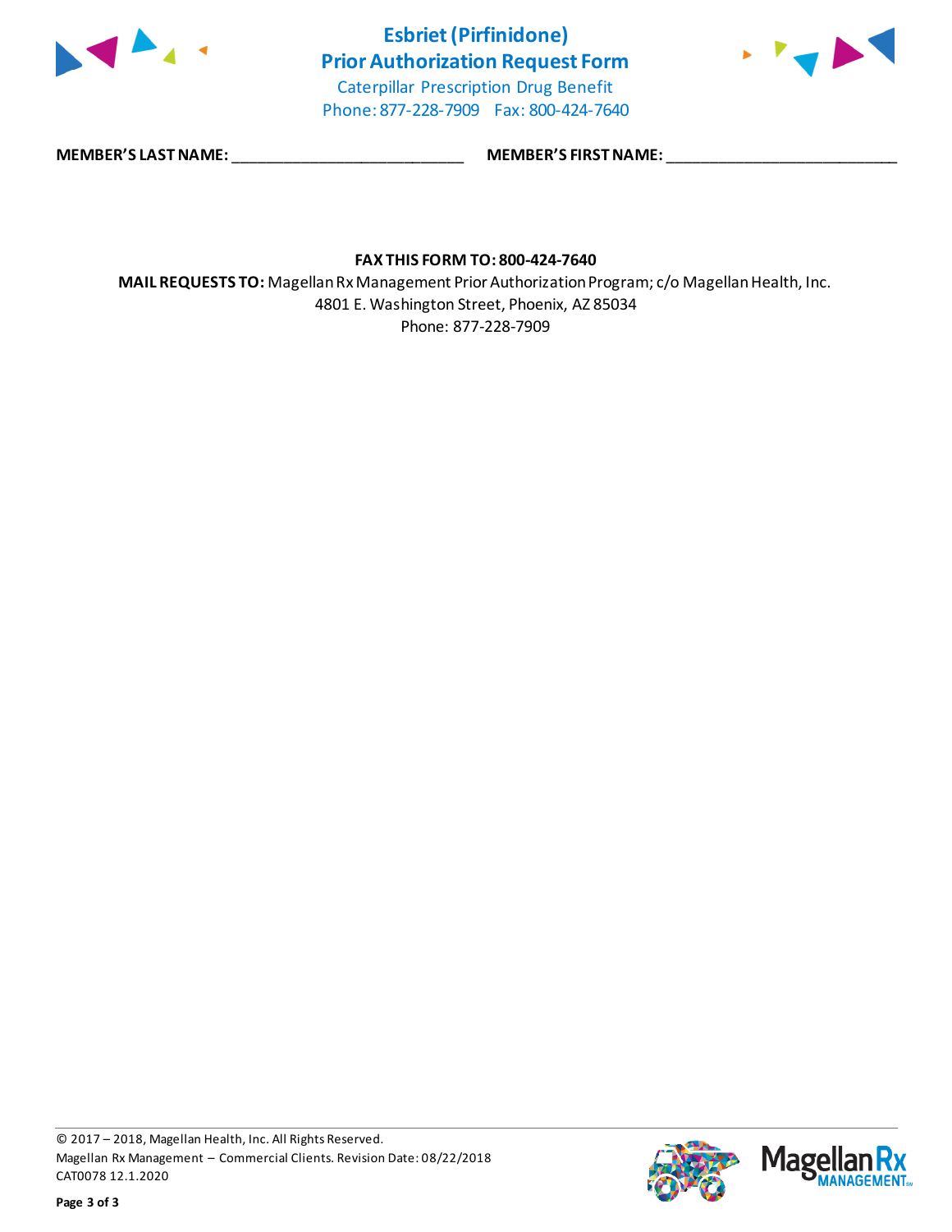**MEMBER'S LAST NAME:** ___________________________ **MEMBER'S FIRST NAME:** ___________________________

**FAX THIS FORM TO: 800-424-7640**

**MAIL REQUESTS TO:** Magellan Rx Management Prior Authorization Program; c/o Magellan Health, Inc.
4801 E. Washington Street, Phoenix, AZ 85034
Phone: 877-228-7909

© 2017 – 2018, Magellan Health, Inc. All Rights Reserved.
Magellan Rx Management – Commercial Clients. Revision Date: 08/22/2018
CAT0078 12.1.2020